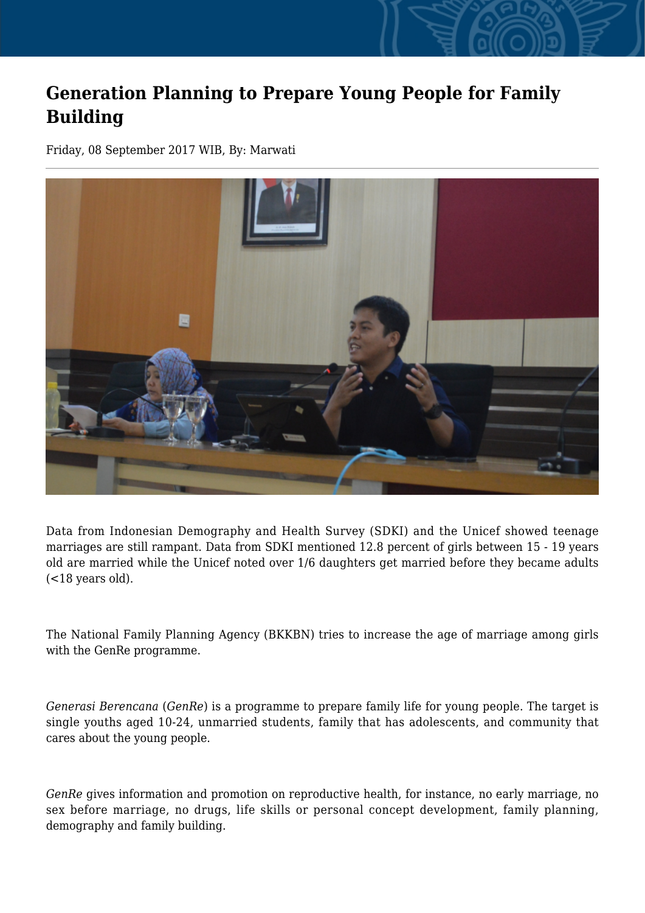# Generation Planning to Prepare Young People for Family Building

Friday, 08 September 2017 WIB, By: Marwati

Data from Indonesian Demography and Health Survey (SDKI) and the Unicef showed teenage marriages are still rampant. Data from SDKI mentioned 12.8 percent of girls between 15 - 19 years old are married while the Unicef noted over 1/6 daughters get married before they became adults (<18 years old).

The National Family Planning Agency (BKKBN) tries to increase the age of marriage among girls with the GenRe programme.

*Generasi Berencana* (*GenRe*) is a programme to prepare family life for young people. The target is single youths aged 10-24, unmarried students, family that has adolescents, and community that cares about the young people.

*GenRe* gives information and promotion on reproductive health, for instance, no early marriage, no sex before marriage, no drugs, life skills or personal concept development, family planning, demography and family building.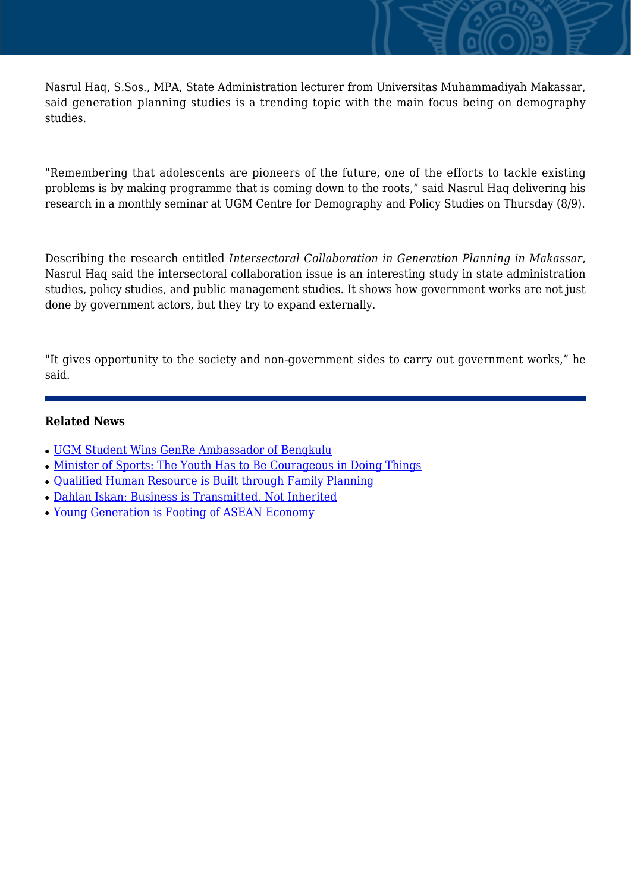Nasrul Haq, S.Sos., MPA, State Administration lecturer from Universitas Muhammadiyah Makassar, said generation planning studies is a trending topic with the main focus being on demography studies.

"Remembering that adolescents are pioneers of the future, one of the efforts to tackle existing problems is by making programme that is coming down to the roots," said Nasrul Haq delivering his research in a monthly seminar at UGM Centre for Demography and Policy Studies on Thursday (8/9).

Describing the research entitled *Intersectoral Collaboration in Generation Planning in Makassar*, Nasrul Haq said the intersectoral collaboration issue is an interesting study in state administration studies, policy studies, and public management studies. It shows how government works are not just done by government actors, but they try to expand externally.

"It gives opportunity to the society and non-government sides to carry out government works," he said.

---

**Related News**

- UGM Student Wins GenRe Ambassador of Bengkulu
- Minister of Sports: The Youth Has to Be Courageous in Doing Things
- Qualified Human Resource is Built through Family Planning
- Dahlan Iskan: Business is Transmitted, Not Inherited
- Young Generation is Footing of ASEAN Economy